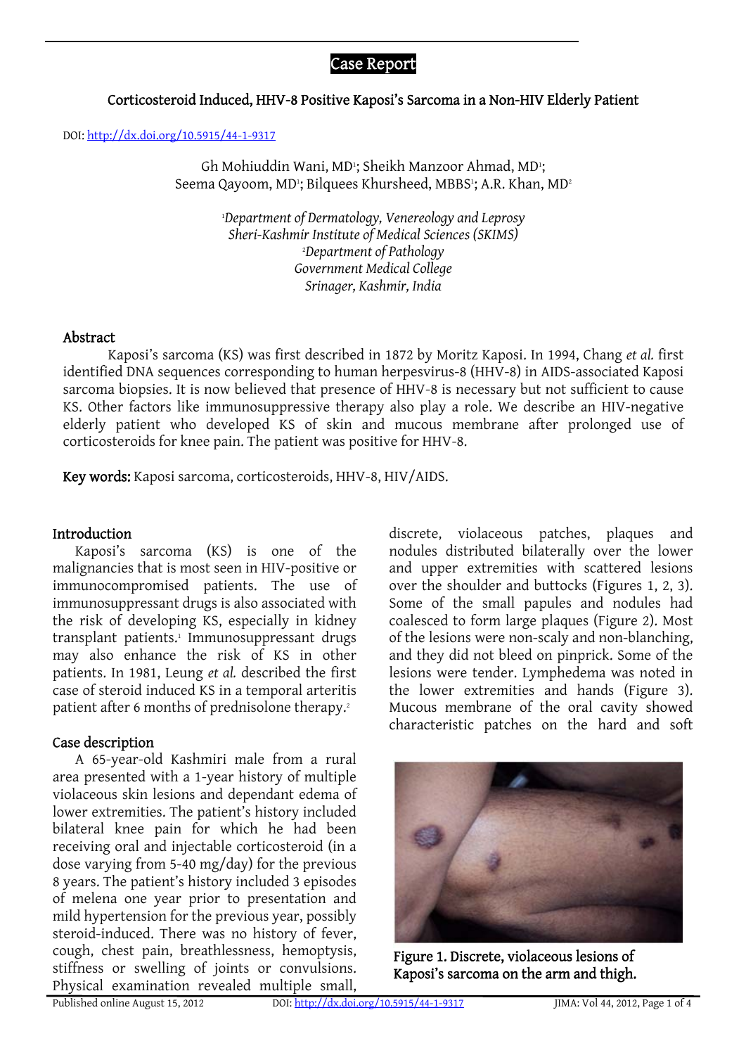Case Report

# Corticosteroid Induced, HHV-8 Positive Kaposi's Sarcoma in a Non-HIV Elderly Patient

DOI: http://dx.doi.org/10.5915/44-1-9317

Gh Mohiuddin Wani, MD[1]; Sheikh Manzoor Ahmad, MD[1]; Seema Qayoom, MD[1]; Bilquees Khursheed, MBBS[1]; A.R. Khan, MD[2]

[1]*Department of Dermatology, Venereology and Leprosy*
*Sheri-Kashmir Institute of Medical Sciences (SKIMS)*
[2]*Department of Pathology*
*Government Medical College*
*Srinager, Kashmir, India*

## Abstract

Kaposi's sarcoma (KS) was first described in 1872 by Moritz Kaposi. In 1994, Chang *et al.* first identified DNA sequences corresponding to human herpesvirus-8 (HHV-8) in AIDS-associated Kaposi sarcoma biopsies. It is now believed that presence of HHV-8 is necessary but not sufficient to cause KS. Other factors like immunosuppressive therapy also play a role. We describe an HIV-negative elderly patient who developed KS of skin and mucous membrane after prolonged use of corticosteroids for knee pain. The patient was positive for HHV-8.

**Key words:** Kaposi sarcoma, corticosteroids, HHV-8, HIV/AIDS.

## Introduction

Kaposi's sarcoma (KS) is one of the malignancies that is most seen in HIV-positive or immunocompromised patients. The use of immunosuppressant drugs is also associated with the risk of developing KS, especially in kidney transplant patients.[1] Immunosuppressant drugs may also enhance the risk of KS in other patients. In 1981, Leung *et al.* described the first case of steroid induced KS in a temporal arteritis patient after 6 months of prednisolone therapy.[2]

## Case description

A 65-year-old Kashmiri male from a rural area presented with a 1-year history of multiple violaceous skin lesions and dependant edema of lower extremities. The patient's history included bilateral knee pain for which he had been receiving oral and injectable corticosteroid (in a dose varying from 5-40 mg/day) for the previous 8 years. The patient's history included 3 episodes of melena one year prior to presentation and mild hypertension for the previous year, possibly steroid-induced. There was no history of fever, cough, chest pain, breathlessness, hemoptysis, stiffness or swelling of joints or convulsions. Physical examination revealed multiple small, discrete, violaceous patches, plaques and nodules distributed bilaterally over the lower and upper extremities with scattered lesions over the shoulder and buttocks (Figures 1, 2, 3). Some of the small papules and nodules had coalesced to form large plaques (Figure 2). Most of the lesions were non-scaly and non-blanching, and they did not bleed on pinprick. Some of the lesions were tender. Lymphedema was noted in the lower extremities and hands (Figure 3). Mucous membrane of the oral cavity showed characteristic patches on the hard and soft

**Figure 1. Discrete, violaceous lesions of Kaposi's sarcoma on the arm and thigh.**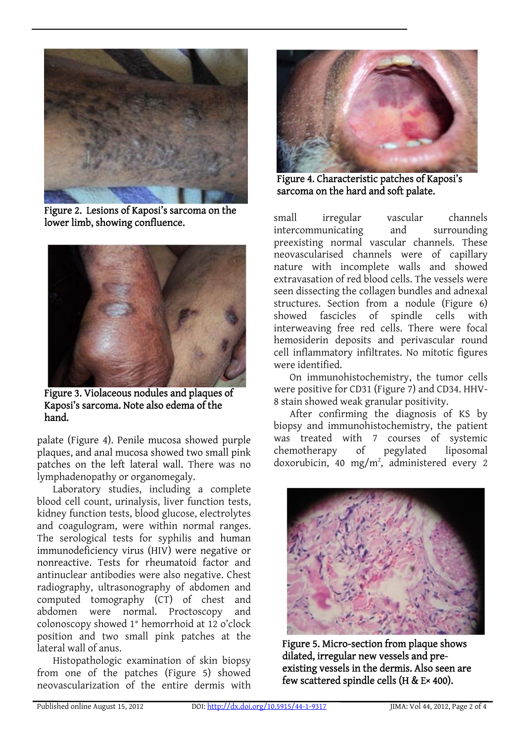Figure 2. Lesions of Kaposi's sarcoma on the lower limb, showing confluence.

Figure 3. Violaceous nodules and plaques of Kaposi's sarcoma. Note also edema of the hand.

palate (Figure 4). Penile mucosa showed purple plaques, and anal mucosa showed two small pink patches on the left lateral wall. There was no lymphadenopathy or organomegaly.

Laboratory studies, including a complete blood cell count, urinalysis, liver function tests, kidney function tests, blood glucose, electrolytes and coagulogram, were within normal ranges. The serological tests for syphilis and human immunodeficiency virus (HIV) were negative or nonreactive. Tests for rheumatoid factor and antinuclear antibodies were also negative. Chest radiography, ultrasonography of abdomen and computed tomography (CT) of chest and abdomen were normal. Proctoscopy and colonoscopy showed 1° hemorrhoid at 12 o'clock position and two small pink patches at the lateral wall of anus.

Histopathologic examination of skin biopsy from one of the patches (Figure 5) showed neovascularization of the entire dermis with small irregular vascular channels intercommunicating and surrounding preexisting normal vascular channels. These neovascularised channels were of capillary nature with incomplete walls and showed extravasation of red blood cells. The vessels were seen dissecting the collagen bundles and adnexal structures. Section from a nodule (Figure 6) showed fascicles of spindle cells with interweaving free red cells. There were focal hemosiderin deposits and perivascular round cell inflammatory infiltrates. No mitotic figures were identified.

On immunohistochemistry, the tumor cells were positive for CD31 (Figure 7) and CD34. HHV-8 stain showed weak granular positivity.

After confirming the diagnosis of KS by biopsy and immunohistochemistry, the patient was treated with 7 courses of systemic chemotherapy of pegylated liposomal doxorubicin, 40 mg/m$^2$, administered every 2

Figure 4. Characteristic patches of Kaposi's sarcoma on the hard and soft palate.

Figure 5. Micro-section from plaque shows dilated, irregular new vessels and pre-existing vessels in the dermis. Also seen are few scattered spindle cells (H & E× 400).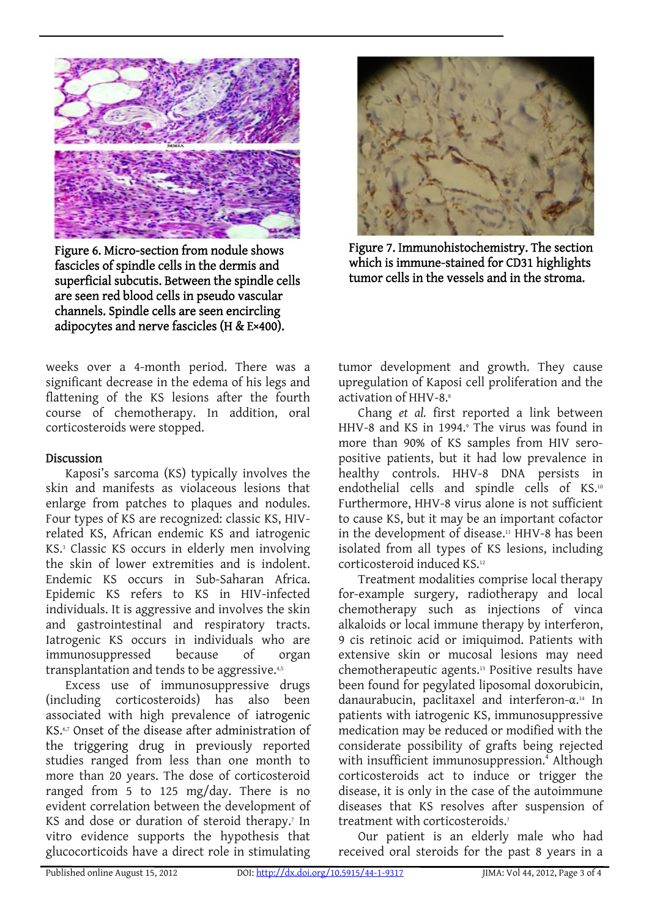Figure 6. Micro-section from nodule shows fascicles of spindle cells in the dermis and superficial subcutis. Between the spindle cells are seen red blood cells in pseudo vascular channels. Spindle cells are seen encircling adipocytes and nerve fascicles (H & E×400).

Figure 7. Immunohistochemistry. The section which is immune-stained for CD31 highlights tumor cells in the vessels and in the stroma.

weeks over a 4-month period. There was a significant decrease in the edema of his legs and flattening of the KS lesions after the fourth course of chemotherapy. In addition, oral corticosteroids were stopped.

## Discussion

Kaposi's sarcoma (KS) typically involves the skin and manifests as violaceous lesions that enlarge from patches to plaques and nodules. Four types of KS are recognized: classic KS, HIV-related KS, African endemic KS and iatrogenic KS.[3] Classic KS occurs in elderly men involving the skin of lower extremities and is indolent. Endemic KS occurs in Sub-Saharan Africa. Epidemic KS refers to KS in HIV-infected individuals. It is aggressive and involves the skin and gastrointestinal and respiratory tracts. Iatrogenic KS occurs in individuals who are immunosuppressed because of organ transplantation and tends to be aggressive.[4,5]

Excess use of immunosuppressive drugs (including corticosteroids) has also been associated with high prevalence of iatrogenic KS.[6,7] Onset of the disease after administration of the triggering drug in previously reported studies ranged from less than one month to more than 20 years. The dose of corticosteroid ranged from 5 to 125 mg/day. There is no evident correlation between the development of KS and dose or duration of steroid therapy.[7] In vitro evidence supports the hypothesis that glucocorticoids have a direct role in stimulating tumor development and growth. They cause upregulation of Kaposi cell proliferation and the activation of HHV-8.[8]

Chang *et al.* first reported a link between HHV-8 and KS in 1994.[9] The virus was found in more than 90% of KS samples from HIV sero-positive patients, but it had low prevalence in healthy controls. HHV-8 DNA persists in endothelial cells and spindle cells of KS.[10] Furthermore, HHV-8 virus alone is not sufficient to cause KS, but it may be an important cofactor in the development of disease.[11] HHV-8 has been isolated from all types of KS lesions, including corticosteroid induced KS.[12]

Treatment modalities comprise local therapy for-example surgery, radiotherapy and local chemotherapy such as injections of vinca alkaloids or local immune therapy by interferon, 9 cis retinoic acid or imiquimod. Patients with extensive skin or mucosal lesions may need chemotherapeutic agents.[13] Positive results have been found for pegylated liposomal doxorubicin, danaurabucin, paclitaxel and interferon-α.[14] In patients with iatrogenic KS, immunosuppressive medication may be reduced or modified with the considerate possibility of grafts being rejected with insufficient immunosuppression.[4] Although corticosteroids act to induce or trigger the disease, it is only in the case of the autoimmune diseases that KS resolves after suspension of treatment with corticosteroids.[7]

Our patient is an elderly male who had received oral steroids for the past 8 years in a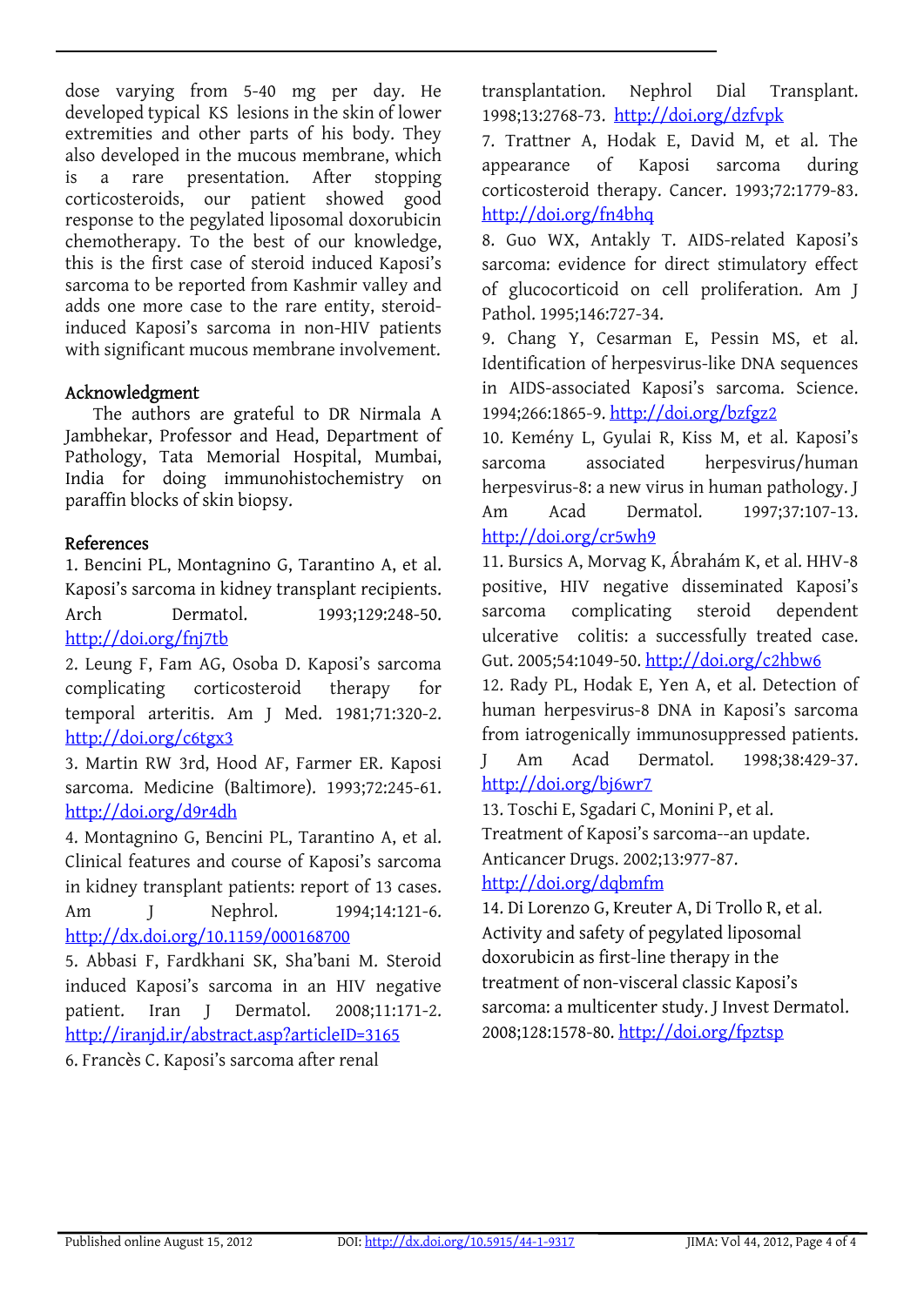dose varying from 5-40 mg per day. He developed typical KS lesions in the skin of lower extremities and other parts of his body. They also developed in the mucous membrane, which is a rare presentation. After stopping corticosteroids, our patient showed good response to the pegylated liposomal doxorubicin chemotherapy. To the best of our knowledge, this is the first case of steroid induced Kaposi's sarcoma to be reported from Kashmir valley and adds one more case to the rare entity, steroid-induced Kaposi's sarcoma in non-HIV patients with significant mucous membrane involvement.

## Acknowledgment

The authors are grateful to DR Nirmala A Jambhekar, Professor and Head, Department of Pathology, Tata Memorial Hospital, Mumbai, India for doing immunohistochemistry on paraffin blocks of skin biopsy.

## References

1. Bencini PL, Montagnino G, Tarantino A, et al. Kaposi's sarcoma in kidney transplant recipients. Arch Dermatol. 1993;129:248-50. http://doi.org/fnj7tb
2. Leung F, Fam AG, Osoba D. Kaposi's sarcoma complicating corticosteroid therapy for temporal arteritis. Am J Med. 1981;71:320-2. http://doi.org/c6tgx3
3. Martin RW 3rd, Hood AF, Farmer ER. Kaposi sarcoma. Medicine (Baltimore). 1993;72:245-61. http://doi.org/d9r4dh
4. Montagnino G, Bencini PL, Tarantino A, et al. Clinical features and course of Kaposi's sarcoma in kidney transplant patients: report of 13 cases. Am J Nephrol. 1994;14:121-6. http://dx.doi.org/10.1159/000168700
5. Abbasi F, Fardkhani SK, Sha'bani M. Steroid induced Kaposi's sarcoma in an HIV negative patient. Iran J Dermatol. 2008;11:171-2. http://iranjd.ir/abstract.asp?articleID=3165
6. Francès C. Kaposi's sarcoma after renal transplantation. Nephrol Dial Transplant. 1998;13:2768-73. http://doi.org/dzfvpk
7. Trattner A, Hodak E, David M, et al. The appearance of Kaposi sarcoma during corticosteroid therapy. Cancer. 1993;72:1779-83. http://doi.org/fn4bhq
8. Guo WX, Antakly T. AIDS-related Kaposi's sarcoma: evidence for direct stimulatory effect of glucocorticoid on cell proliferation. Am J Pathol. 1995;146:727-34.
9. Chang Y, Cesarman E, Pessin MS, et al. Identification of herpesvirus-like DNA sequences in AIDS-associated Kaposi's sarcoma. Science. 1994;266:1865-9. http://doi.org/bzfgz2
10. Kemény L, Gyulai R, Kiss M, et al. Kaposi's sarcoma associated herpesvirus/human herpesvirus-8: a new virus in human pathology. J Am Acad Dermatol. 1997;37:107-13. http://doi.org/cr5wh9
11. Bursics A, Morvag K, Ábrahám K, et al. HHV-8 positive, HIV negative disseminated Kaposi's sarcoma complicating steroid dependent ulcerative colitis: a successfully treated case. Gut. 2005;54:1049-50. http://doi.org/c2hbw6
12. Rady PL, Hodak E, Yen A, et al. Detection of human herpesvirus-8 DNA in Kaposi's sarcoma from iatrogenically immunosuppressed patients. J Am Acad Dermatol. 1998;38:429-37. http://doi.org/bj6wr7
13. Toschi E, Sgadari C, Monini P, et al. Treatment of Kaposi's sarcoma--an update. Anticancer Drugs. 2002;13:977-87. http://doi.org/dqbmfm
14. Di Lorenzo G, Kreuter A, Di Trollo R, et al. Activity and safety of pegylated liposomal doxorubicin as first-line therapy in the treatment of non-visceral classic Kaposi's sarcoma: a multicenter study. J Invest Dermatol. 2008;128:1578-80. http://doi.org/fpztsp